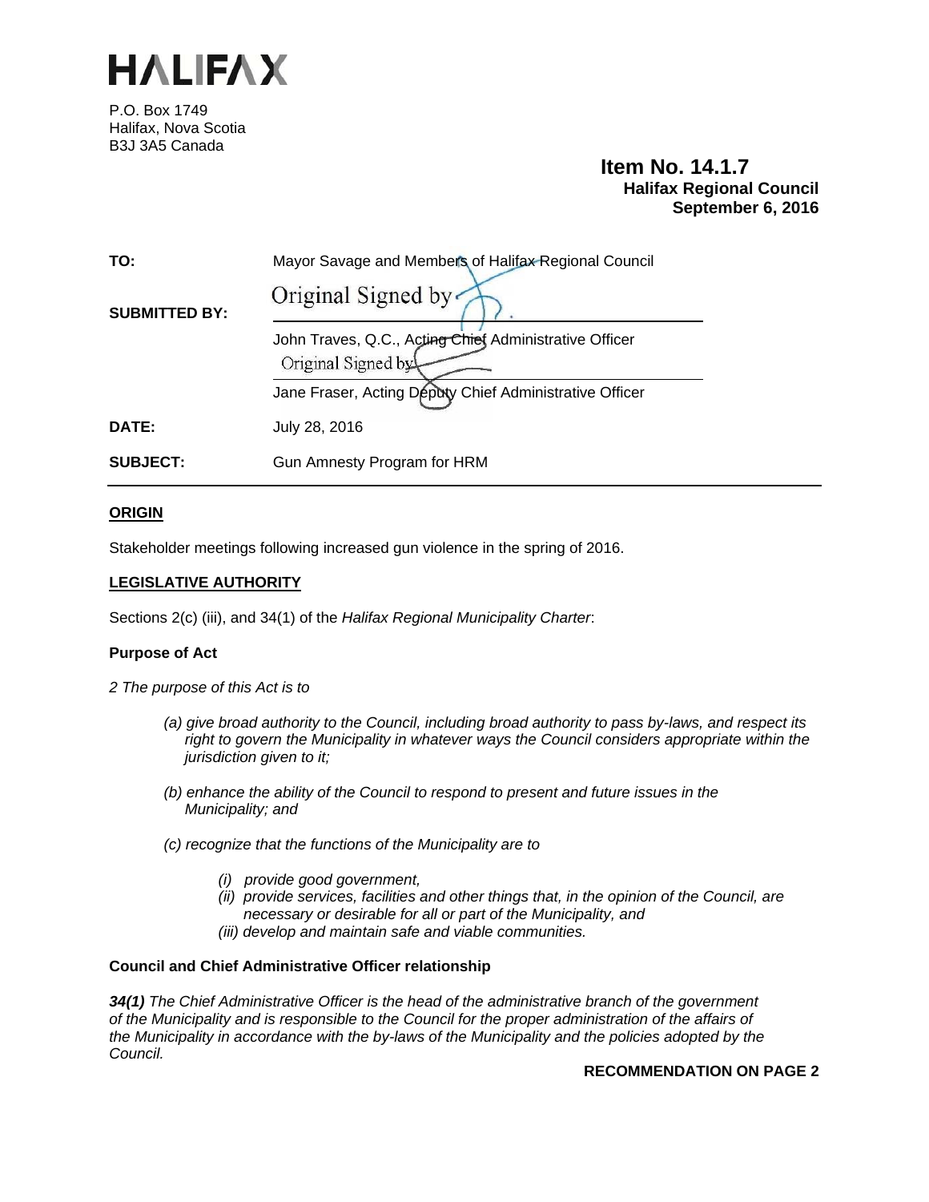# HALIFAX

P.O. Box 1749
Halifax, Nova Scotia
B3J 3A5 Canada

**Item No. 14.1.7**
**Halifax Regional Council**
**September 6, 2016**

| | |
|---|---|
| **TO:** | Mayor Savage and Members of Halifax Regional Council |
| **SUBMITTED BY:** | Original Signed by<br>John Traves, Q.C., Acting Chief Administrative Officer<br>Original Signed by<br>Jane Fraser, Acting Deputy Chief Administrative Officer |
| **DATE:** | July 28, 2016 |
| **SUBJECT:** | Gun Amnesty Program for HRM |

## ORIGIN

Stakeholder meetings following increased gun violence in the spring of 2016.

## LEGISLATIVE AUTHORITY

Sections 2(c) (iii), and 34(1) of the *Halifax Regional Municipality Charter*:

### Purpose of Act

*2 The purpose of this Act is to*

*(a) give broad authority to the Council, including broad authority to pass by-laws, and respect its right to govern the Municipality in whatever ways the Council considers appropriate within the jurisdiction given to it;*

*(b) enhance the ability of the Council to respond to present and future issues in the Municipality; and*

*(c) recognize that the functions of the Municipality are to*

*(i) provide good government,*
*(ii) provide services, facilities and other things that, in the opinion of the Council, are necessary or desirable for all or part of the Municipality, and*
*(iii) develop and maintain safe and viable communities.*

### Council and Chief Administrative Officer relationship

***34(1)*** *The Chief Administrative Officer is the head of the administrative branch of the government of the Municipality and is responsible to the Council for the proper administration of the affairs of the Municipality in accordance with the by-laws of the Municipality and the policies adopted by the Council.*

**RECOMMENDATION ON PAGE 2**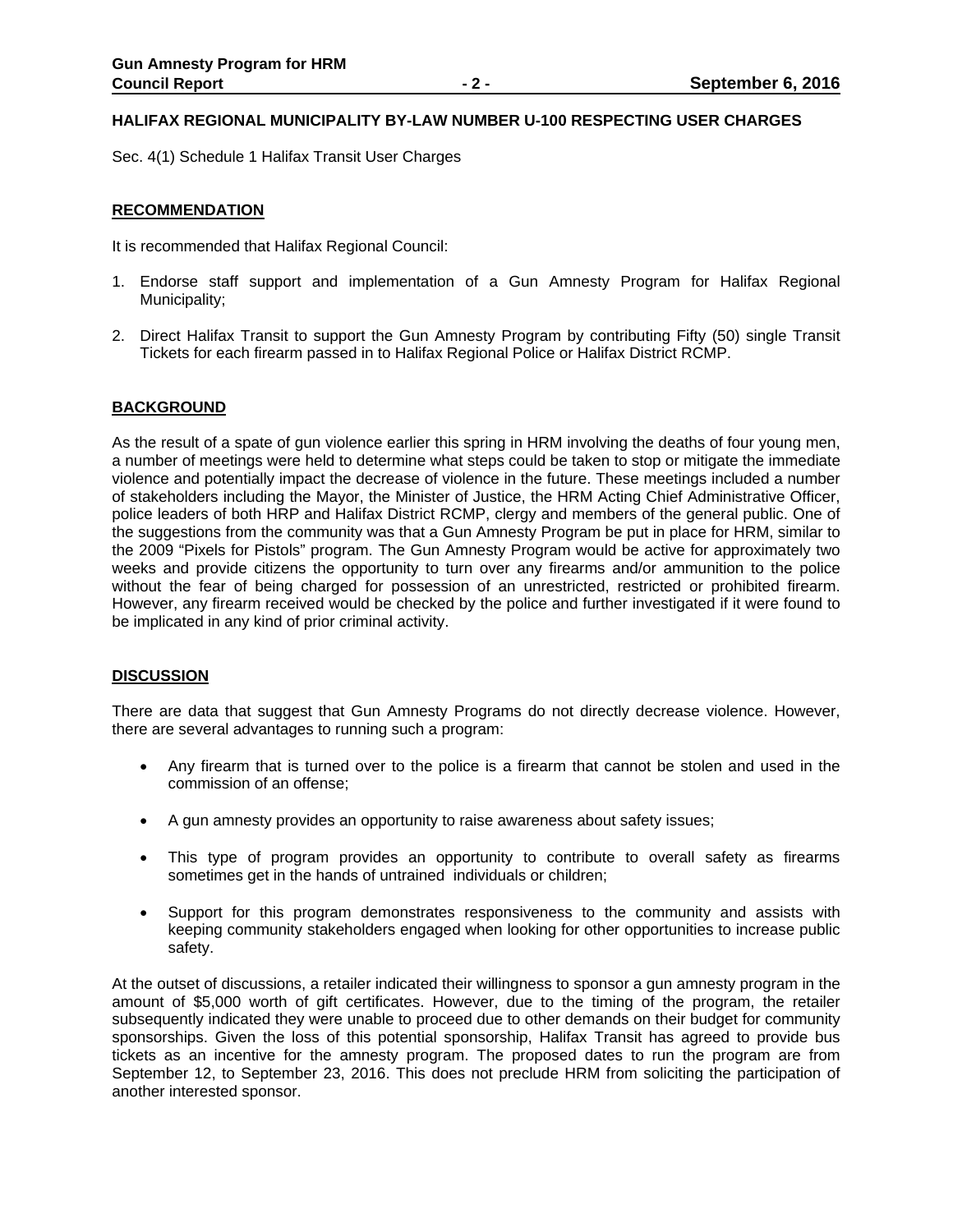**HALIFAX REGIONAL MUNICIPALITY BY-LAW NUMBER U-100 RESPECTING USER CHARGES**

Sec. 4(1) Schedule 1 Halifax Transit User Charges

## RECOMMENDATION

It is recommended that Halifax Regional Council:

1. Endorse staff support and implementation of a Gun Amnesty Program for Halifax Regional Municipality;
2. Direct Halifax Transit to support the Gun Amnesty Program by contributing Fifty (50) single Transit Tickets for each firearm passed in to Halifax Regional Police or Halifax District RCMP.

## BACKGROUND

As the result of a spate of gun violence earlier this spring in HRM involving the deaths of four young men, a number of meetings were held to determine what steps could be taken to stop or mitigate the immediate violence and potentially impact the decrease of violence in the future. These meetings included a number of stakeholders including the Mayor, the Minister of Justice, the HRM Acting Chief Administrative Officer, police leaders of both HRP and Halifax District RCMP, clergy and members of the general public. One of the suggestions from the community was that a Gun Amnesty Program be put in place for HRM, similar to the 2009 "Pixels for Pistols" program. The Gun Amnesty Program would be active for approximately two weeks and provide citizens the opportunity to turn over any firearms and/or ammunition to the police without the fear of being charged for possession of an unrestricted, restricted or prohibited firearm. However, any firearm received would be checked by the police and further investigated if it were found to be implicated in any kind of prior criminal activity.

## DISCUSSION

There are data that suggest that Gun Amnesty Programs do not directly decrease violence. However, there are several advantages to running such a program:

- Any firearm that is turned over to the police is a firearm that cannot be stolen and used in the commission of an offense;
- A gun amnesty provides an opportunity to raise awareness about safety issues;
- This type of program provides an opportunity to contribute to overall safety as firearms sometimes get in the hands of untrained individuals or children;
- Support for this program demonstrates responsiveness to the community and assists with keeping community stakeholders engaged when looking for other opportunities to increase public safety.

At the outset of discussions, a retailer indicated their willingness to sponsor a gun amnesty program in the amount of $5,000 worth of gift certificates. However, due to the timing of the program, the retailer subsequently indicated they were unable to proceed due to other demands on their budget for community sponsorships. Given the loss of this potential sponsorship, Halifax Transit has agreed to provide bus tickets as an incentive for the amnesty program. The proposed dates to run the program are from September 12, to September 23, 2016. This does not preclude HRM from soliciting the participation of another interested sponsor.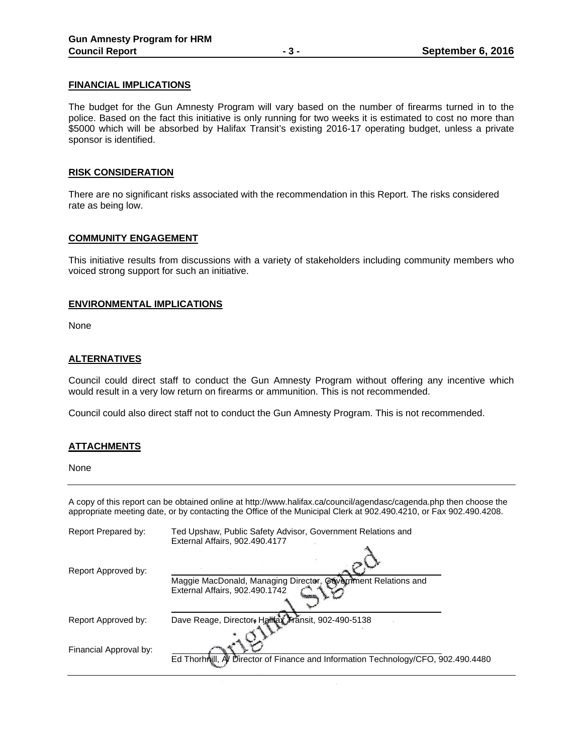## FINANCIAL IMPLICATIONS

The budget for the Gun Amnesty Program will vary based on the number of firearms turned in to the police. Based on the fact this initiative is only running for two weeks it is estimated to cost no more than $5000 which will be absorbed by Halifax Transit's existing 2016-17 operating budget, unless a private sponsor is identified.

## RISK CONSIDERATION

There are no significant risks associated with the recommendation in this Report. The risks considered rate as being low.

## COMMUNITY ENGAGEMENT

This initiative results from discussions with a variety of stakeholders including community members who voiced strong support for such an initiative.

## ENVIRONMENTAL IMPLICATIONS

None

## ALTERNATIVES

Council could direct staff to conduct the Gun Amnesty Program without offering any incentive which would result in a very low return on firearms or ammunition. This is not recommended.

Council could also direct staff not to conduct the Gun Amnesty Program. This is not recommended.

## ATTACHMENTS

None

---

A copy of this report can be obtained online at http://www.halifax.ca/council/agendasc/cagenda.php then choose the appropriate meeting date, or by contacting the Office of the Municipal Clerk at 902.490.4210, or Fax 902.490.4208.

Report Prepared by: Ted Upshaw, Public Safety Advisor, Government Relations and External Affairs, 902.490.4177

Report Approved by: Maggie MacDonald, Managing Director, Government Relations and External Affairs, 902.490.1742

Report Approved by: Dave Reage, Director, Halifax Transit, 902-490-5138

Financial Approval by: Ed Thornhill, A/Director of Finance and Information Technology/CFO, 902.490.4480

Original Signed